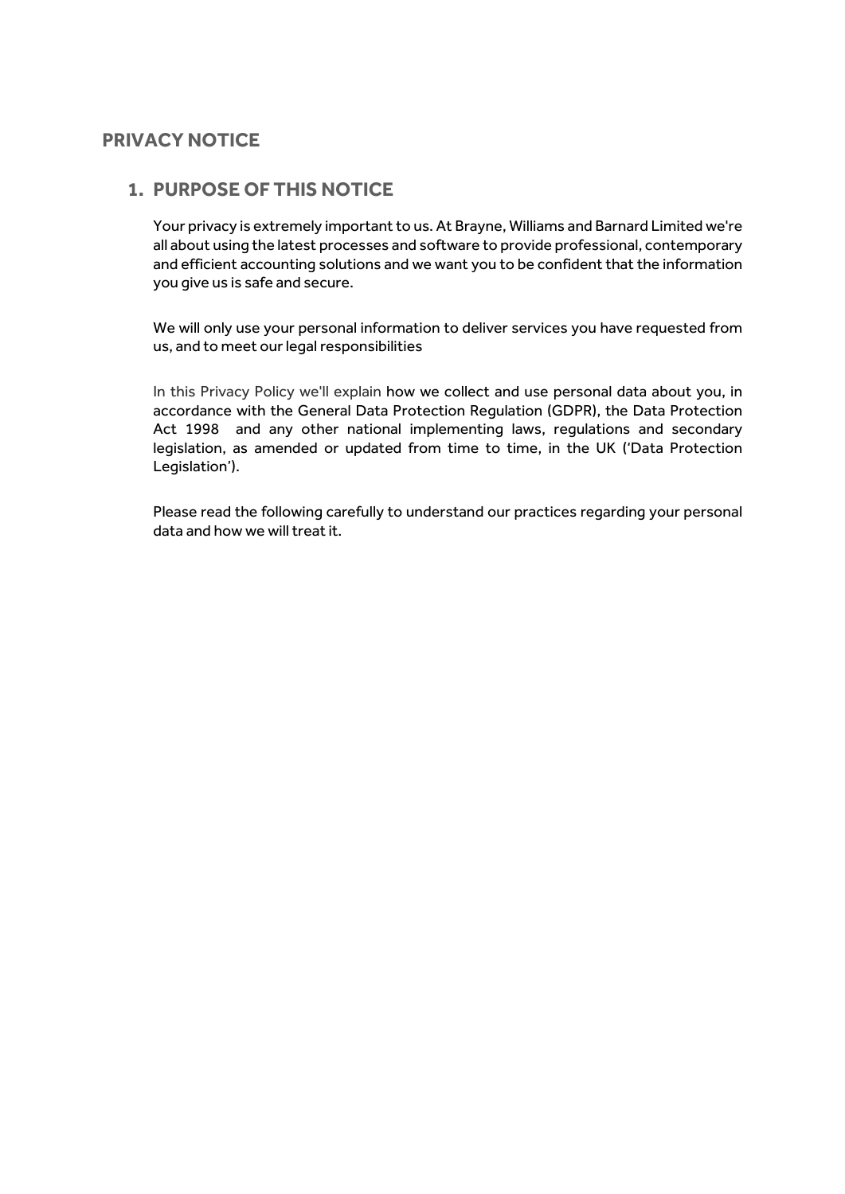# PRIVACY NOTICE

## 1. PURPOSE OF THIS NOTICE

Your privacy is extremely important to us. At Brayne, Williams and Barnard Limited we're all about using the latest processes and software to provide professional, contemporary and efficient accounting solutions and we want you to be confident that the information you give us is safe and secure.

We will only use your personal information to deliver services you have requested from us, and to meet our legal responsibilities

In this Privacy Policy we'll explain how we collect and use personal data about you, in accordance with the General Data Protection Regulation (GDPR), the Data Protection Act 1998 and any other national implementing laws, regulations and secondary legislation, as amended or updated from time to time, in the UK ('Data Protection Legislation').

Please read the following carefully to understand our practices regarding your personal data and how we will treat it.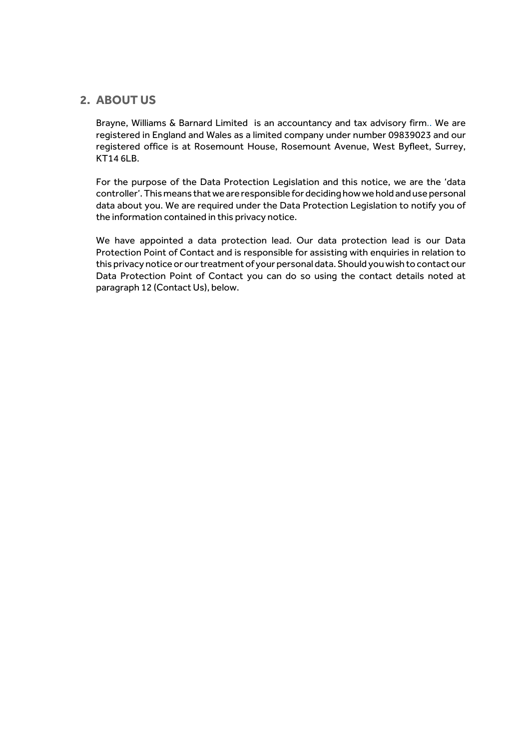## 2. ABOUT US

Brayne, Williams & Barnard Limited is an accountancy and tax advisory firm.. We are registered in England and Wales as a limited company under number 09839023 and our registered office is at Rosemount House, Rosemount Avenue, West Byfleet, Surrey, KT14 6LB.

For the purpose of the Data Protection Legislation and this notice, we are the 'data controller'. This means that we are responsible for deciding how we hold and use personal data about you. We are required under the Data Protection Legislation to notify you of the information contained in this privacy notice.

We have appointed a data protection lead. Our data protection lead is our Data Protection Point of Contact and is responsible for assisting with enquiries in relation to this privacy notice or our treatment of your personal data. Should you wish to contact our Data Protection Point of Contact you can do so using the contact details noted at paragraph 12 (Contact Us), below.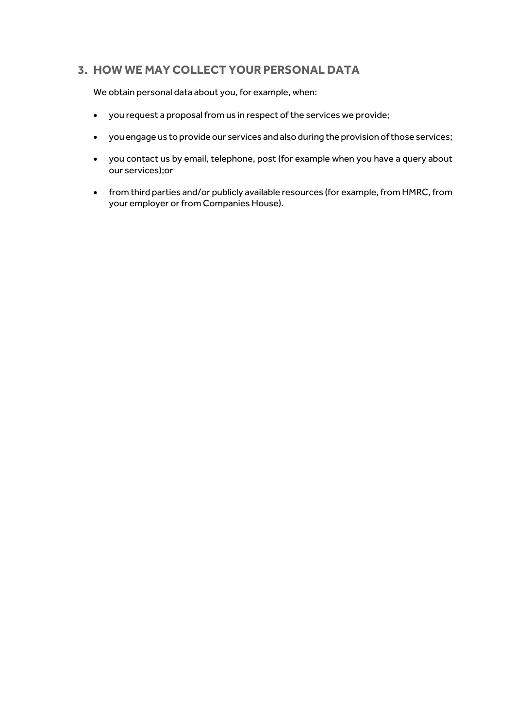## 3. HOW WE MAY COLLECT YOUR PERSONAL DATA

We obtain personal data about you, for example, when:

- you request a proposal from us in respect of the services we provide;
- you engage us to provide our services and also during the provision of those services;
- you contact us by email, telephone, post (for example when you have a query about our services);or
- from third parties and/or publicly available resources (for example, from HMRC, from your employer or from Companies House).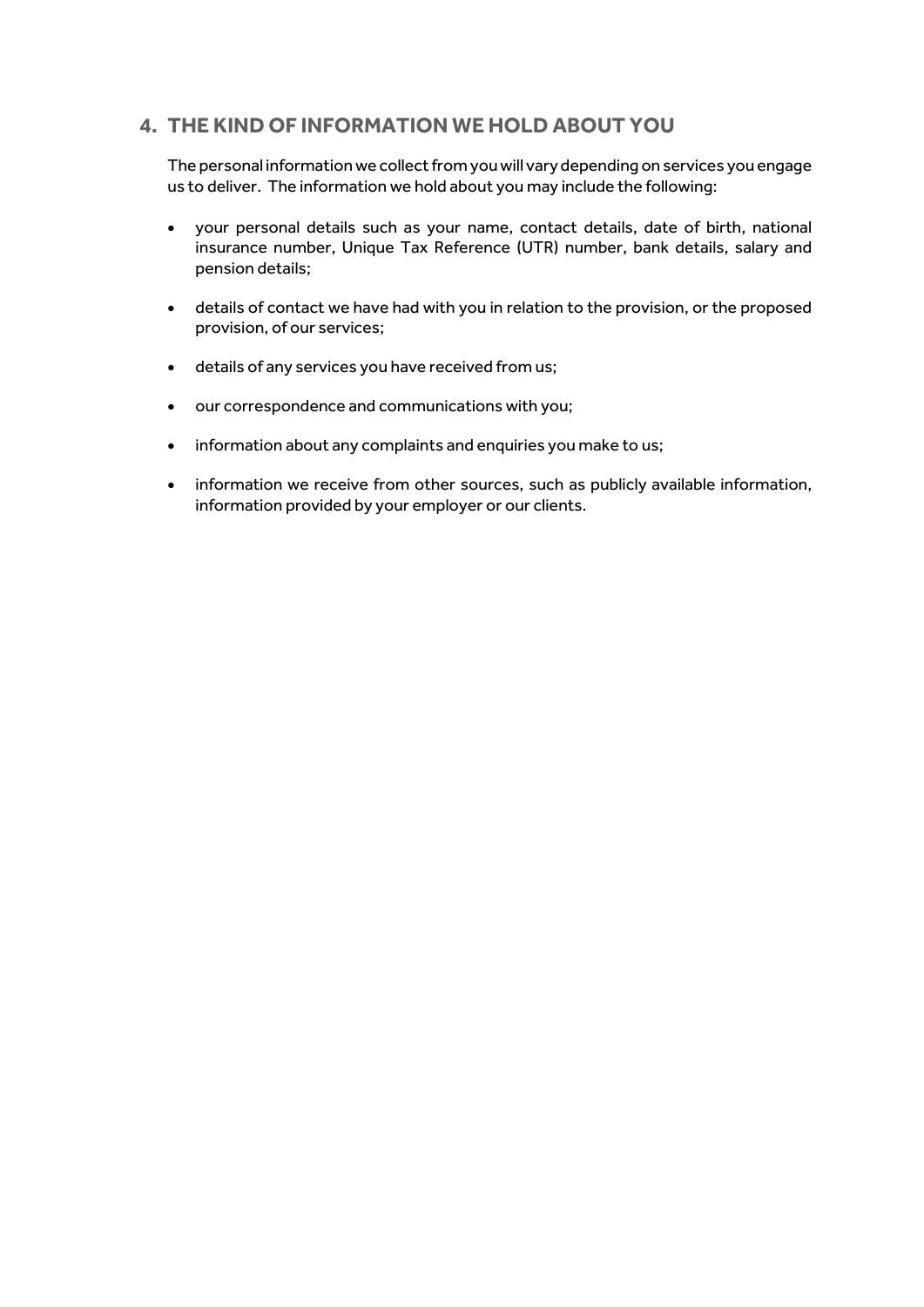## 4. THE KIND OF INFORMATION WE HOLD ABOUT YOU

The personal information we collect from you will vary depending on services you engage us to deliver. The information we hold about you may include the following:

- your personal details such as your name, contact details, date of birth, national insurance number, Unique Tax Reference (UTR) number, bank details, salary and pension details;
- details of contact we have had with you in relation to the provision, or the proposed provision, of our services;
- details of any services you have received from us;
- our correspondence and communications with you;
- information about any complaints and enquiries you make to us;
- information we receive from other sources, such as publicly available information, information provided by your employer or our clients.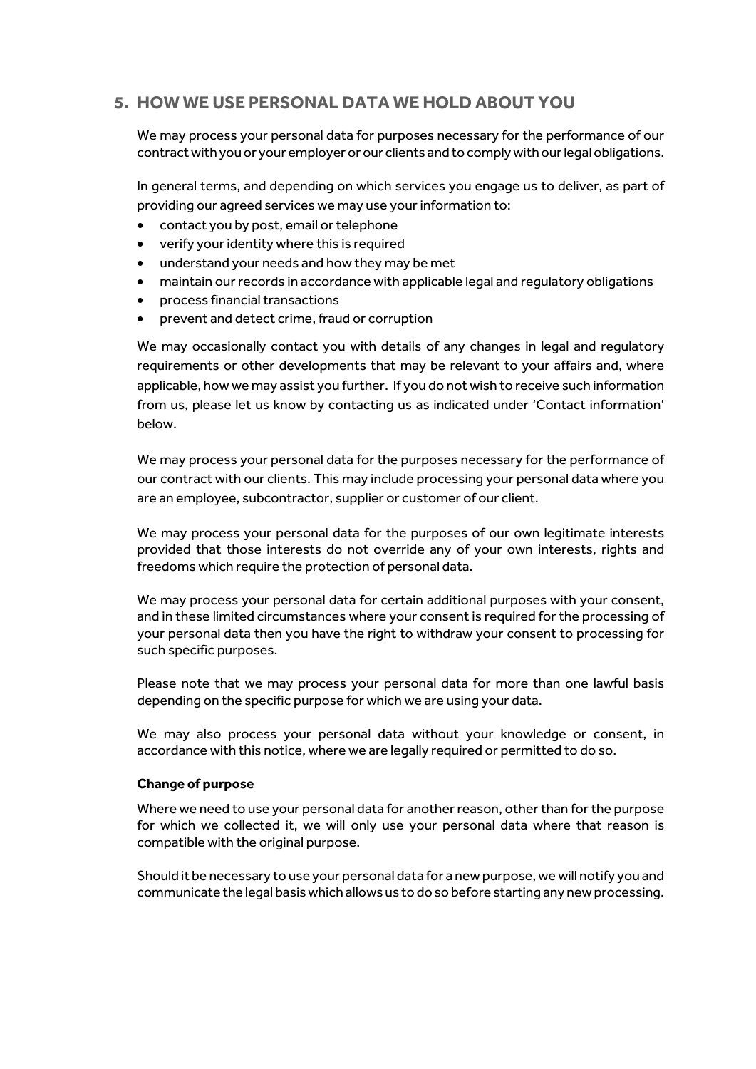## 5. HOW WE USE PERSONAL DATA WE HOLD ABOUT YOU

We may process your personal data for purposes necessary for the performance of our contract with you or your employer or our clients and to comply with our legal obligations.

In general terms, and depending on which services you engage us to deliver, as part of providing our agreed services we may use your information to:

- contact you by post, email or telephone
- verify your identity where this is required
- understand your needs and how they may be met
- maintain our records in accordance with applicable legal and regulatory obligations
- process financial transactions
- prevent and detect crime, fraud or corruption

We may occasionally contact you with details of any changes in legal and regulatory requirements or other developments that may be relevant to your affairs and, where applicable, how we may assist you further. If you do not wish to receive such information from us, please let us know by contacting us as indicated under 'Contact information' below.

We may process your personal data for the purposes necessary for the performance of our contract with our clients. This may include processing your personal data where you are an employee, subcontractor, supplier or customer of our client.

We may process your personal data for the purposes of our own legitimate interests provided that those interests do not override any of your own interests, rights and freedoms which require the protection of personal data.

We may process your personal data for certain additional purposes with your consent, and in these limited circumstances where your consent is required for the processing of your personal data then you have the right to withdraw your consent to processing for such specific purposes.

Please note that we may process your personal data for more than one lawful basis depending on the specific purpose for which we are using your data.

We may also process your personal data without your knowledge or consent, in accordance with this notice, where we are legally required or permitted to do so.

**Change of purpose**

Where we need to use your personal data for another reason, other than for the purpose for which we collected it, we will only use your personal data where that reason is compatible with the original purpose.

Should it be necessary to use your personal data for a new purpose, we will notify you and communicate the legal basis which allows us to do so before starting any new processing.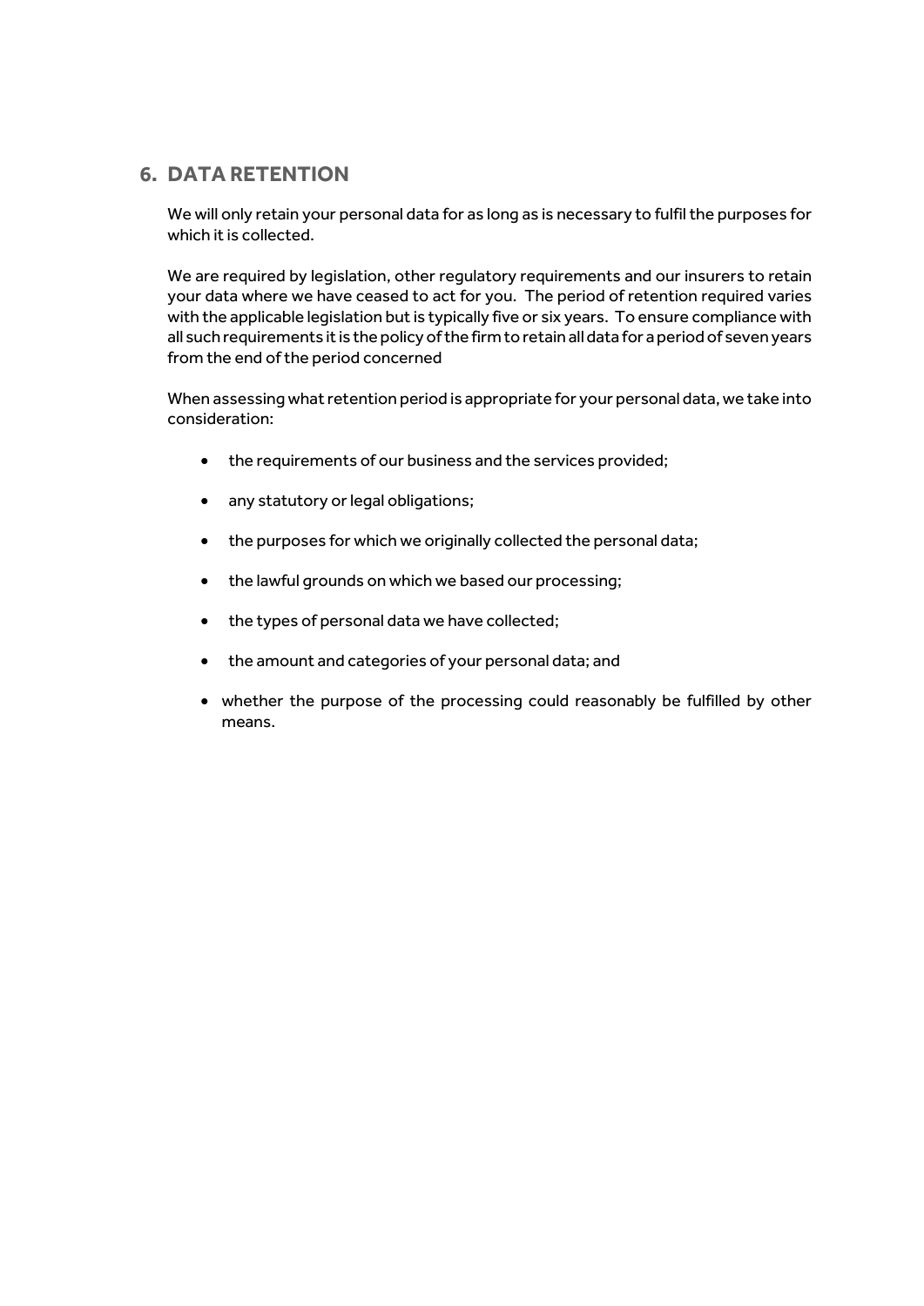## 6. DATA RETENTION

We will only retain your personal data for as long as is necessary to fulfil the purposes for which it is collected.

We are required by legislation, other regulatory requirements and our insurers to retain your data where we have ceased to act for you. The period of retention required varies with the applicable legislation but is typically five or six years. To ensure compliance with all such requirements it is the policy of the firm to retain all data for a period of seven years from the end of the period concerned

When assessing what retention period is appropriate for your personal data, we take into consideration:

- the requirements of our business and the services provided;
- any statutory or legal obligations;
- the purposes for which we originally collected the personal data;
- the lawful grounds on which we based our processing;
- the types of personal data we have collected;
- the amount and categories of your personal data; and
- whether the purpose of the processing could reasonably be fulfilled by other means.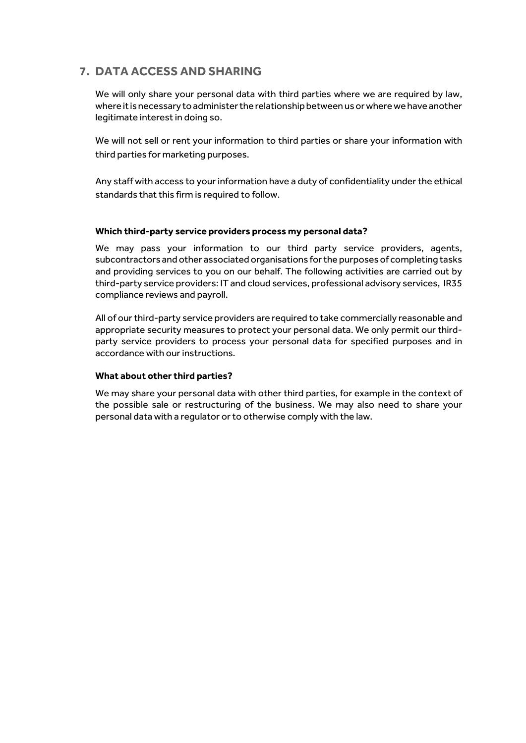## 7. DATA ACCESS AND SHARING

We will only share your personal data with third parties where we are required by law, where it is necessary to administer the relationship between us or where we have another legitimate interest in doing so.

We will not sell or rent your information to third parties or share your information with third parties for marketing purposes.

Any staff with access to your information have a duty of confidentiality under the ethical standards that this firm is required to follow.

**Which third-party service providers process my personal data?**

We may pass your information to our third party service providers, agents, subcontractors and other associated organisations for the purposes of completing tasks and providing services to you on our behalf. The following activities are carried out by third-party service providers: IT and cloud services, professional advisory services, IR35 compliance reviews and payroll.

All of our third-party service providers are required to take commercially reasonable and appropriate security measures to protect your personal data. We only permit our third-party service providers to process your personal data for specified purposes and in accordance with our instructions.

**What about other third parties?**

We may share your personal data with other third parties, for example in the context of the possible sale or restructuring of the business. We may also need to share your personal data with a regulator or to otherwise comply with the law.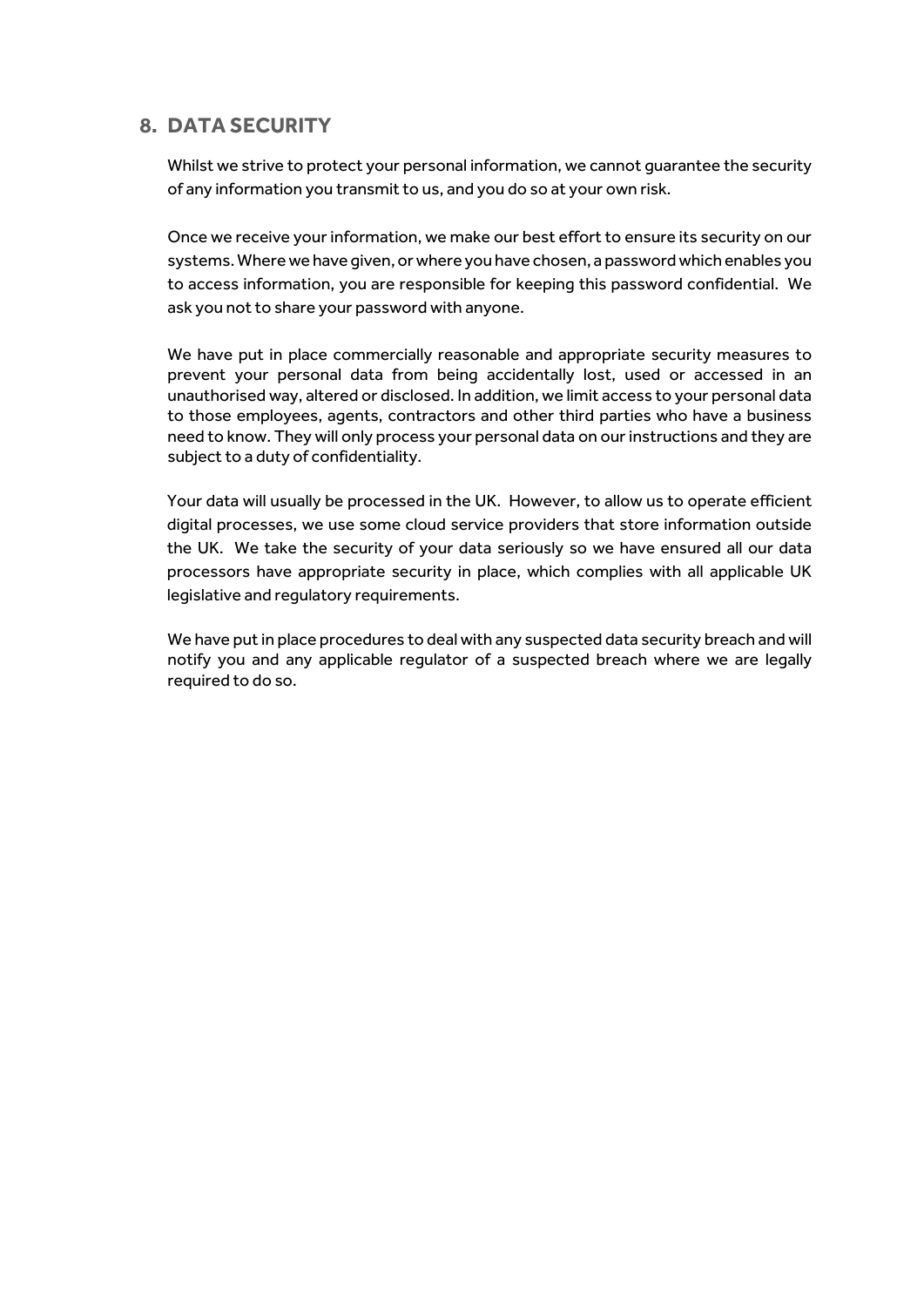## 8. DATA SECURITY

Whilst we strive to protect your personal information, we cannot guarantee the security of any information you transmit to us, and you do so at your own risk.

Once we receive your information, we make our best effort to ensure its security on our systems. Where we have given, or where you have chosen, a password which enables you to access information, you are responsible for keeping this password confidential. We ask you not to share your password with anyone.

We have put in place commercially reasonable and appropriate security measures to prevent your personal data from being accidentally lost, used or accessed in an unauthorised way, altered or disclosed. In addition, we limit access to your personal data to those employees, agents, contractors and other third parties who have a business need to know. They will only process your personal data on our instructions and they are subject to a duty of confidentiality.

Your data will usually be processed in the UK. However, to allow us to operate efficient digital processes, we use some cloud service providers that store information outside the UK. We take the security of your data seriously so we have ensured all our data processors have appropriate security in place, which complies with all applicable UK legislative and regulatory requirements.

We have put in place procedures to deal with any suspected data security breach and will notify you and any applicable regulator of a suspected breach where we are legally required to do so.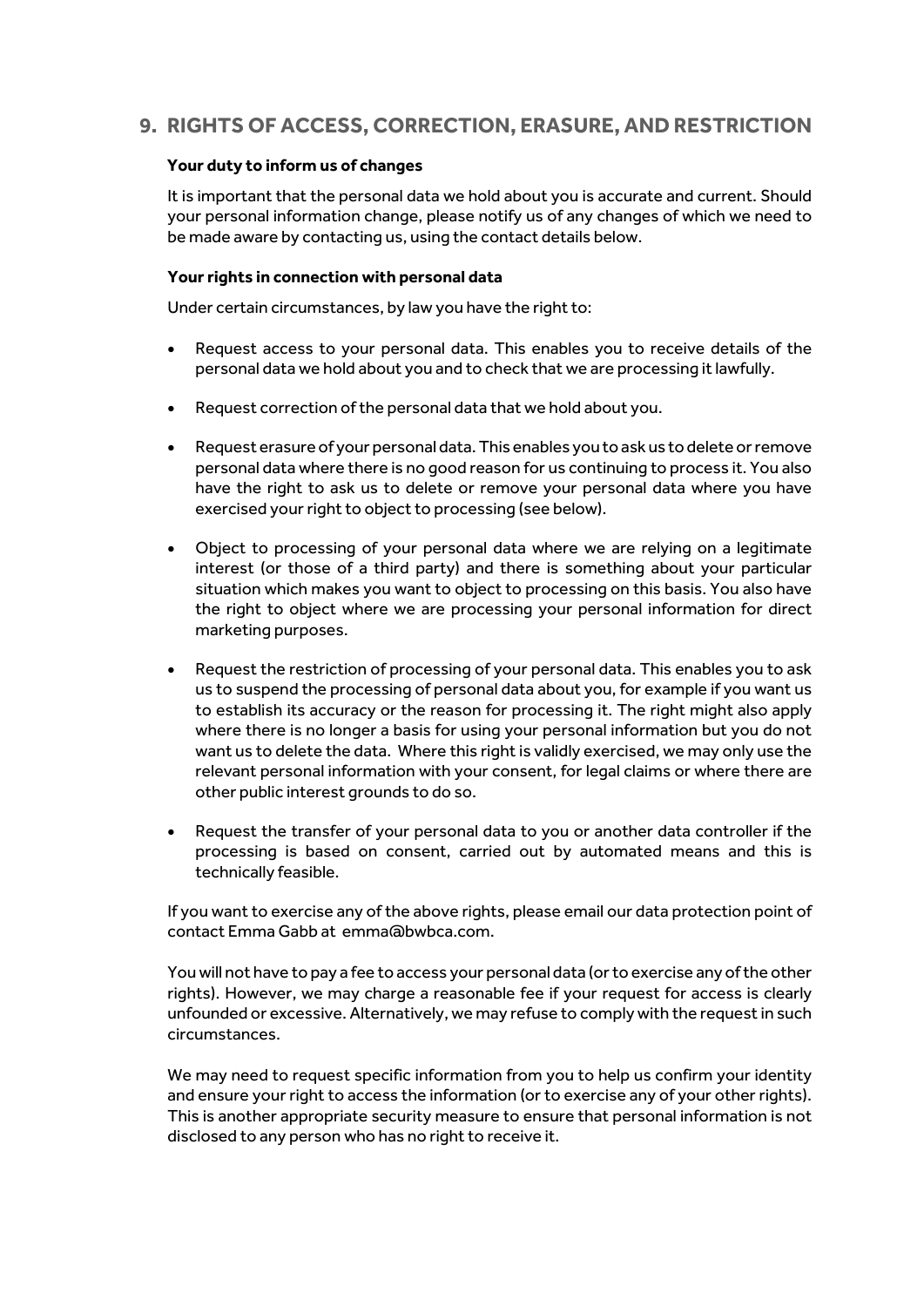## 9. RIGHTS OF ACCESS, CORRECTION, ERASURE, AND RESTRICTION

**Your duty to inform us of changes**

It is important that the personal data we hold about you is accurate and current. Should your personal information change, please notify us of any changes of which we need to be made aware by contacting us, using the contact details below.

**Your rights in connection with personal data**

Under certain circumstances, by law you have the right to:

- Request access to your personal data. This enables you to receive details of the personal data we hold about you and to check that we are processing it lawfully.

- Request correction of the personal data that we hold about you.

- Request erasure of your personal data. This enables you to ask us to delete or remove personal data where there is no good reason for us continuing to process it. You also have the right to ask us to delete or remove your personal data where you have exercised your right to object to processing (see below).

- Object to processing of your personal data where we are relying on a legitimate interest (or those of a third party) and there is something about your particular situation which makes you want to object to processing on this basis. You also have the right to object where we are processing your personal information for direct marketing purposes.

- Request the restriction of processing of your personal data. This enables you to ask us to suspend the processing of personal data about you, for example if you want us to establish its accuracy or the reason for processing it. The right might also apply where there is no longer a basis for using your personal information but you do not want us to delete the data. Where this right is validly exercised, we may only use the relevant personal information with your consent, for legal claims or where there are other public interest grounds to do so.

- Request the transfer of your personal data to you or another data controller if the processing is based on consent, carried out by automated means and this is technically feasible.

If you want to exercise any of the above rights, please email our data protection point of contact Emma Gabb at emma@bwbca.com.

You will not have to pay a fee to access your personal data (or to exercise any of the other rights). However, we may charge a reasonable fee if your request for access is clearly unfounded or excessive. Alternatively, we may refuse to comply with the request in such circumstances.

We may need to request specific information from you to help us confirm your identity and ensure your right to access the information (or to exercise any of your other rights). This is another appropriate security measure to ensure that personal information is not disclosed to any person who has no right to receive it.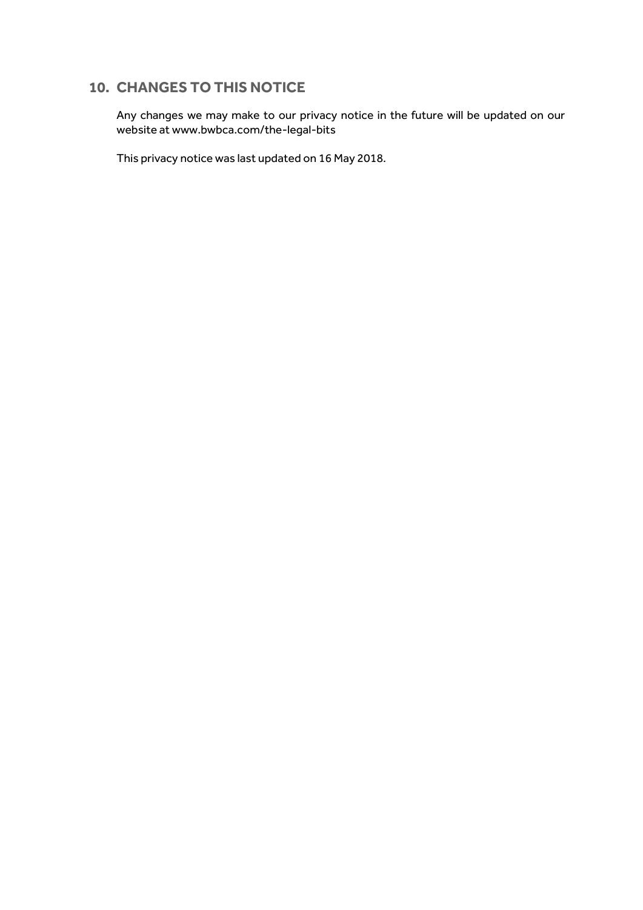## 10. CHANGES TO THIS NOTICE

Any changes we may make to our privacy notice in the future will be updated on our website at www.bwbca.com/the-legal-bits

This privacy notice was last updated on 16 May 2018.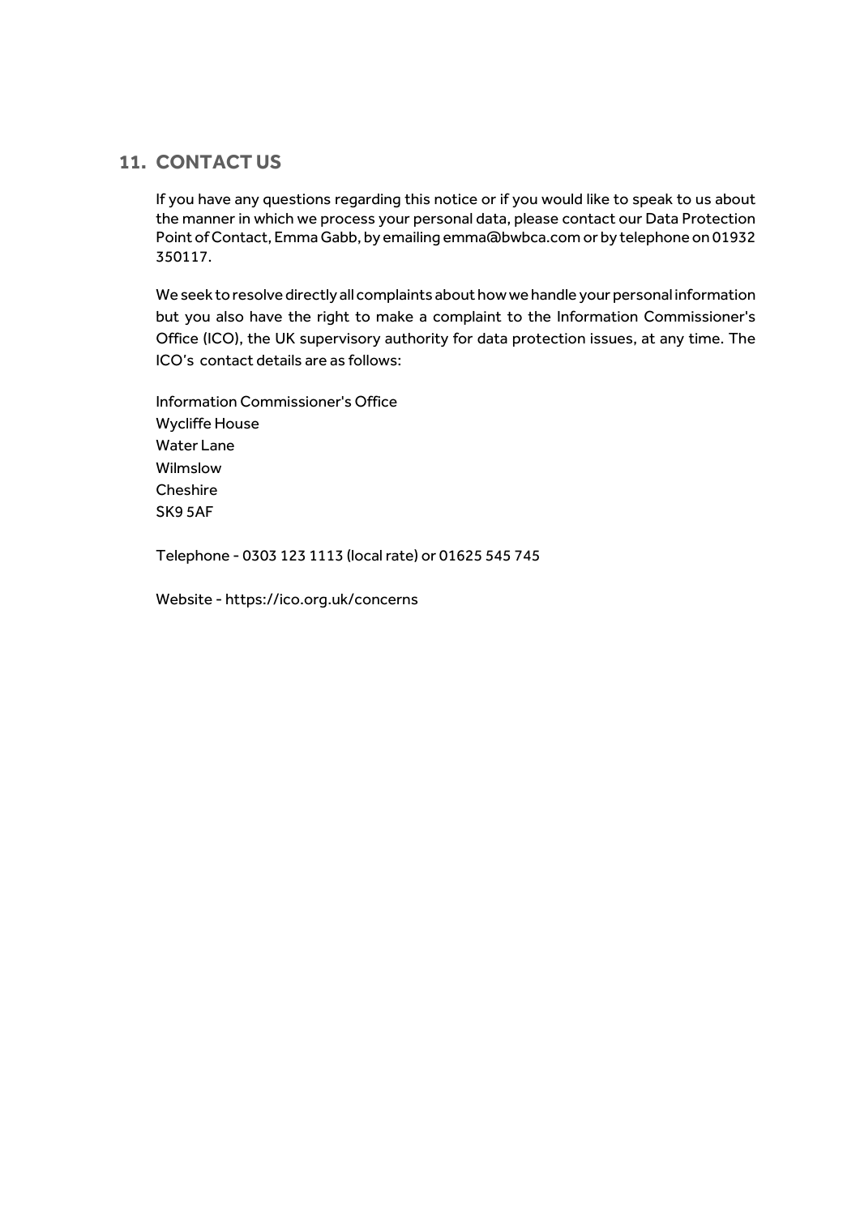## 11. CONTACT US

If you have any questions regarding this notice or if you would like to speak to us about the manner in which we process your personal data, please contact our Data Protection Point of Contact, Emma Gabb, by emailing emma@bwbca.com or by telephone on 01932 350117.

We seek to resolve directly all complaints about how we handle your personal information but you also have the right to make a complaint to the Information Commissioner's Office (ICO), the UK supervisory authority for data protection issues, at any time. The ICO's contact details are as follows:

Information Commissioner's Office
Wycliffe House
Water Lane
Wilmslow
Cheshire
SK9 5AF

Telephone - 0303 123 1113 (local rate) or 01625 545 745

Website - https://ico.org.uk/concerns